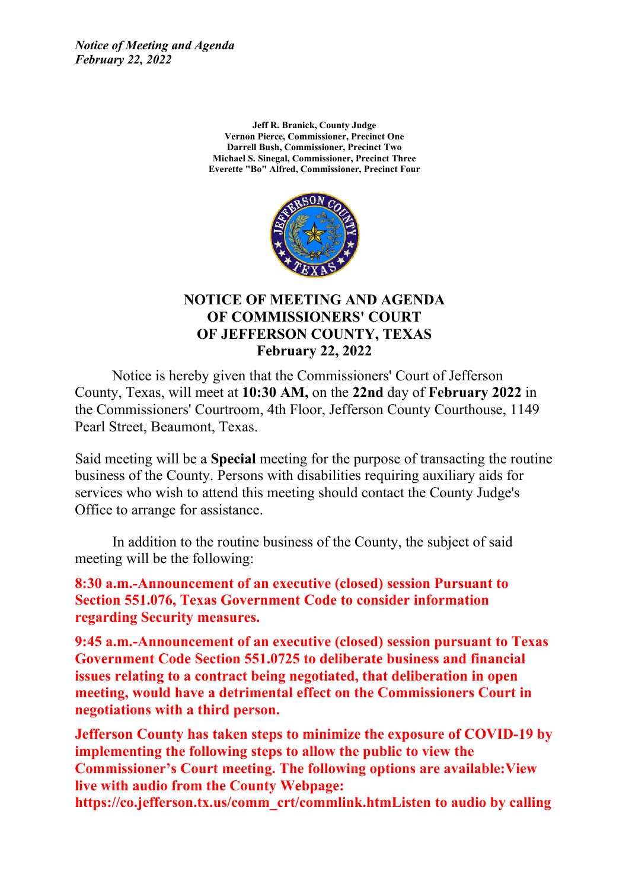*Notice of Meeting and Agenda*
*February 22, 2022*

**Jeff R. Branick, County Judge**
**Vernon Pierce, Commissioner, Precinct One**
**Darrell Bush, Commissioner, Precinct Two**
**Michael S. Sinegal, Commissioner, Precinct Three**
**Everette "Bo" Alfred, Commissioner, Precinct Four**

# NOTICE OF MEETING AND AGENDA OF COMMISSIONERS' COURT OF JEFFERSON COUNTY, TEXAS February 22, 2022

Notice is hereby given that the Commissioners' Court of Jefferson County, Texas, will meet at **10:30 AM,** on the **22nd** day of **February 2022** in the Commissioners' Courtroom, 4th Floor, Jefferson County Courthouse, 1149 Pearl Street, Beaumont, Texas.

Said meeting will be a **Special** meeting for the purpose of transacting the routine business of the County. Persons with disabilities requiring auxiliary aids for services who wish to attend this meeting should contact the County Judge's Office to arrange for assistance.

In addition to the routine business of the County, the subject of said meeting will be the following:

**8:30 a.m.-Announcement of an executive (closed) session Pursuant to Section 551.076, Texas Government Code to consider information regarding Security measures.**

**9:45 a.m.-Announcement of an executive (closed) session pursuant to Texas Government Code Section 551.0725 to deliberate business and financial issues relating to a contract being negotiated, that deliberation in open meeting, would have a detrimental effect on the Commissioners Court in negotiations with a third person.**

**Jefferson County has taken steps to minimize the exposure of COVID-19 by implementing the following steps to allow the public to view the Commissioner's Court meeting. The following options are available:View live with audio from the County Webpage: https://co.jefferson.tx.us/comm_crt/commlink.htmListen to audio by calling**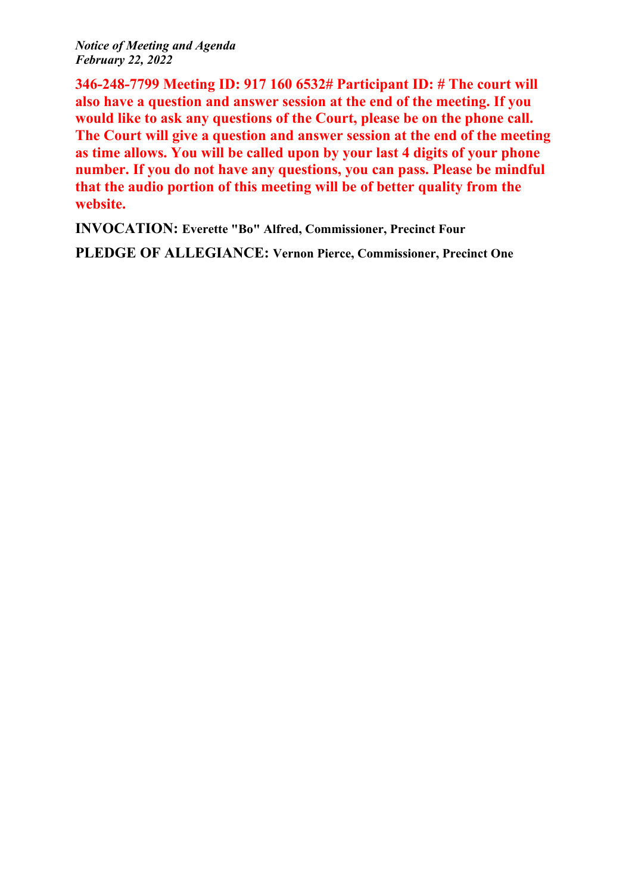**346-248-7799 Meeting ID: 917 160 6532# Participant ID: # The court will also have a question and answer session at the end of the meeting. If you would like to ask any questions of the Court, please be on the phone call. The Court will give a question and answer session at the end of the meeting as time allows. You will be called upon by your last 4 digits of your phone number. If you do not have any questions, you can pass. Please be mindful that the audio portion of this meeting will be of better quality from the website.**

**INVOCATION:** **Everette "Bo" Alfred, Commissioner, Precinct Four**

**PLEDGE OF ALLEGIANCE:** **Vernon Pierce, Commissioner, Precinct One**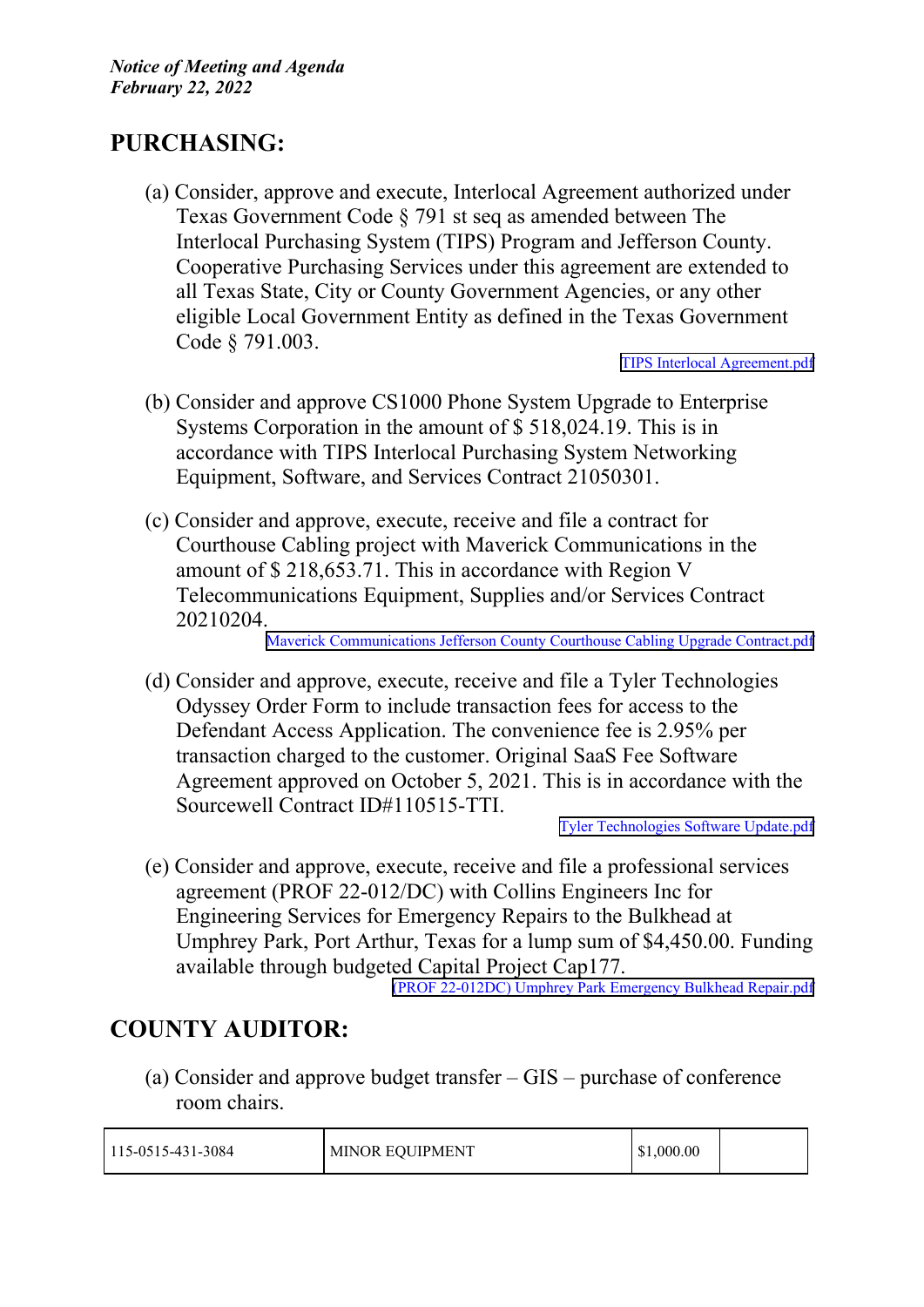## PURCHASING:

(a) Consider, approve and execute, Interlocal Agreement authorized under Texas Government Code § 791 st seq as amended between The Interlocal Purchasing System (TIPS) Program and Jefferson County. Cooperative Purchasing Services under this agreement are extended to all Texas State, City or County Government Agencies, or any other eligible Local Government Entity as defined in the Texas Government Code § 791.003.

TIPS Interlocal Agreement.pdf

(b) Consider and approve CS1000 Phone System Upgrade to Enterprise Systems Corporation in the amount of $ 518,024.19. This is in accordance with TIPS Interlocal Purchasing System Networking Equipment, Software, and Services Contract 21050301.

(c) Consider and approve, execute, receive and file a contract for Courthouse Cabling project with Maverick Communications in the amount of $ 218,653.71. This in accordance with Region V Telecommunications Equipment, Supplies and/or Services Contract 20210204.

Maverick Communications Jefferson County Courthouse Cabling Upgrade Contract.pdf

(d) Consider and approve, execute, receive and file a Tyler Technologies Odyssey Order Form to include transaction fees for access to the Defendant Access Application. The convenience fee is 2.95% per transaction charged to the customer. Original SaaS Fee Software Agreement approved on October 5, 2021. This is in accordance with the Sourcewell Contract ID#110515-TTI.

Tyler Technologies Software Update.pdf

(e) Consider and approve, execute, receive and file a professional services agreement (PROF 22-012/DC) with Collins Engineers Inc for Engineering Services for Emergency Repairs to the Bulkhead at Umphrey Park, Port Arthur, Texas for a lump sum of $4,450.00. Funding available through budgeted Capital Project Cap177.

(PROF 22-012DC) Umphrey Park Emergency Bulkhead Repair.pdf

## COUNTY AUDITOR:

(a) Consider and approve budget transfer – GIS – purchase of conference room chairs.

| | | | |
|---|---|---|---|
| 115-0515-431-3084 | MINOR EQUIPMENT | $1,000.00 | |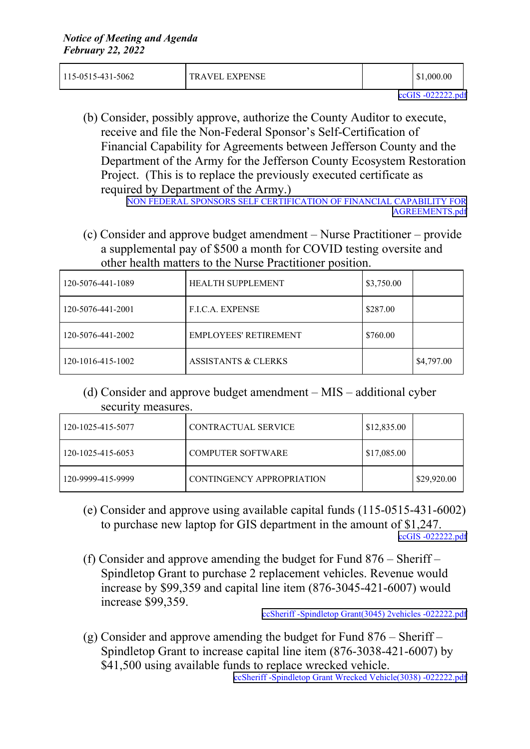| 115-0515-431-5062 | TRAVEL EXPENSE | | $1,000.00 |
|---|---|---|---|

ccGIS -022222.pdf

(b) Consider, possibly approve, authorize the County Auditor to execute, receive and file the Non-Federal Sponsor's Self-Certification of Financial Capability for Agreements between Jefferson County and the Department of the Army for the Jefferson County Ecosystem Restoration Project. (This is to replace the previously executed certificate as required by Department of the Army.)

NON FEDERAL SPONSORS SELF CERTIFICATION OF FINANCIAL CAPABILITY FOR AGREEMENTS.pdf

(c) Consider and approve budget amendment – Nurse Practitioner – provide a supplemental pay of $500 a month for COVID testing oversite and other health matters to the Nurse Practitioner position.

| 120-5076-441-1089 | HEALTH SUPPLEMENT | $3,750.00 | |
|---|---|---|---|
| 120-5076-441-2001 | F.I.C.A. EXPENSE | $287.00 | |
| 120-5076-441-2002 | EMPLOYEES' RETIREMENT | $760.00 | |
| 120-1016-415-1002 | ASSISTANTS & CLERKS | | $4,797.00 |

(d) Consider and approve budget amendment – MIS – additional cyber security measures.

| 120-1025-415-5077 | CONTRACTUAL SERVICE | $12,835.00 | |
|---|---|---|---|
| 120-1025-415-6053 | COMPUTER SOFTWARE | $17,085.00 | |
| 120-9999-415-9999 | CONTINGENCY APPROPRIATION | | $29,920.00 |

(e) Consider and approve using available capital funds (115-0515-431-6002) to purchase new laptop for GIS department in the amount of $1,247.

ccGIS -022222.pdf

(f) Consider and approve amending the budget for Fund 876 – Sheriff – Spindletop Grant to purchase 2 replacement vehicles. Revenue would increase by $99,359 and capital line item (876-3045-421-6007) would increase $99,359.

ccSheriff -Spindletop Grant(3045) 2vehicles -022222.pdf

(g) Consider and approve amending the budget for Fund 876 – Sheriff – Spindletop Grant to increase capital line item (876-3038-421-6007) by $41,500 using available funds to replace wrecked vehicle.

ccSheriff -Spindletop Grant Wrecked Vehicle(3038) -022222.pdf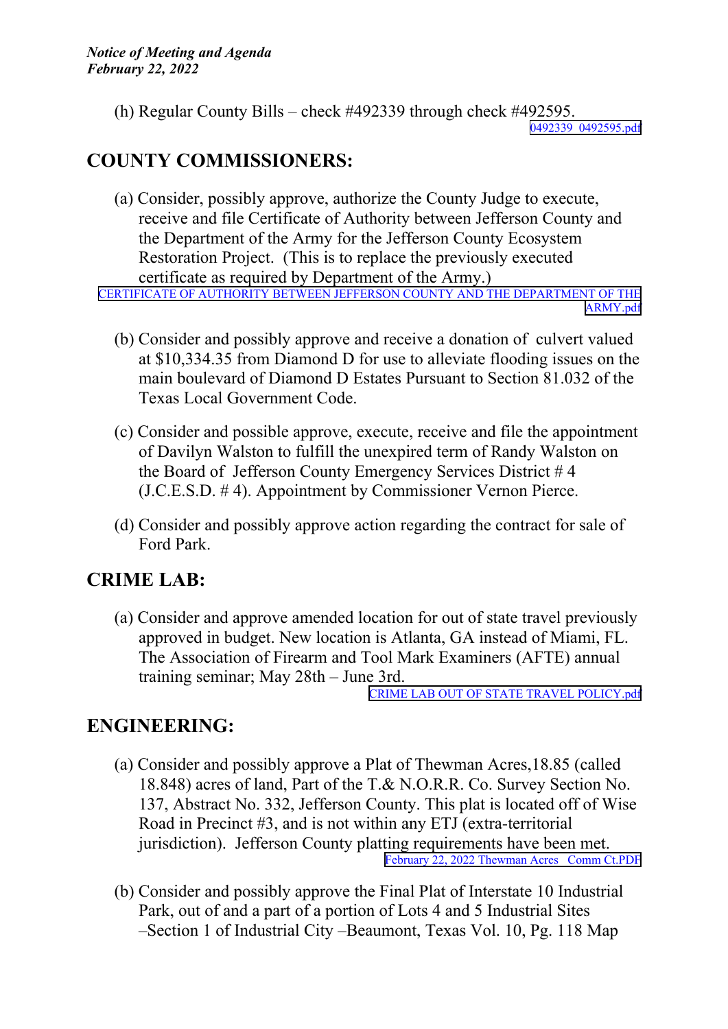(h) Regular County Bills – check #492339 through check #492595.
0492339_0492595.pdf

## COUNTY COMMISSIONERS:

(a) Consider, possibly approve, authorize the County Judge to execute, receive and file Certificate of Authority between Jefferson County and the Department of the Army for the Jefferson County Ecosystem Restoration Project. (This is to replace the previously executed certificate as required by Department of the Army.)
CERTIFICATE OF AUTHORITY BETWEEN JEFFERSON COUNTY AND THE DEPARTMENT OF THE ARMY.pdf

(b) Consider and possibly approve and receive a donation of culvert valued at $10,334.35 from Diamond D for use to alleviate flooding issues on the main boulevard of Diamond D Estates Pursuant to Section 81.032 of the Texas Local Government Code.

(c) Consider and possible approve, execute, receive and file the appointment of Davilyn Walston to fulfill the unexpired term of Randy Walston on the Board of Jefferson County Emergency Services District # 4 (J.C.E.S.D. # 4). Appointment by Commissioner Vernon Pierce.

(d) Consider and possibly approve action regarding the contract for sale of Ford Park.

## CRIME LAB:

(a) Consider and approve amended location for out of state travel previously approved in budget. New location is Atlanta, GA instead of Miami, FL. The Association of Firearm and Tool Mark Examiners (AFTE) annual training seminar; May 28th – June 3rd.
CRIME LAB OUT OF STATE TRAVEL POLICY.pdf

## ENGINEERING:

(a) Consider and possibly approve a Plat of Thewman Acres,18.85 (called 18.848) acres of land, Part of the T.& N.O.R.R. Co. Survey Section No. 137, Abstract No. 332, Jefferson County. This plat is located off of Wise Road in Precinct #3, and is not within any ETJ (extra-territorial jurisdiction). Jefferson County platting requirements have been met.
February 22, 2022 Thewman Acres_ Comm Ct.PDF

(b) Consider and possibly approve the Final Plat of Interstate 10 Industrial Park, out of and a part of a portion of Lots 4 and 5 Industrial Sites –Section 1 of Industrial City –Beaumont, Texas Vol. 10, Pg. 118 Map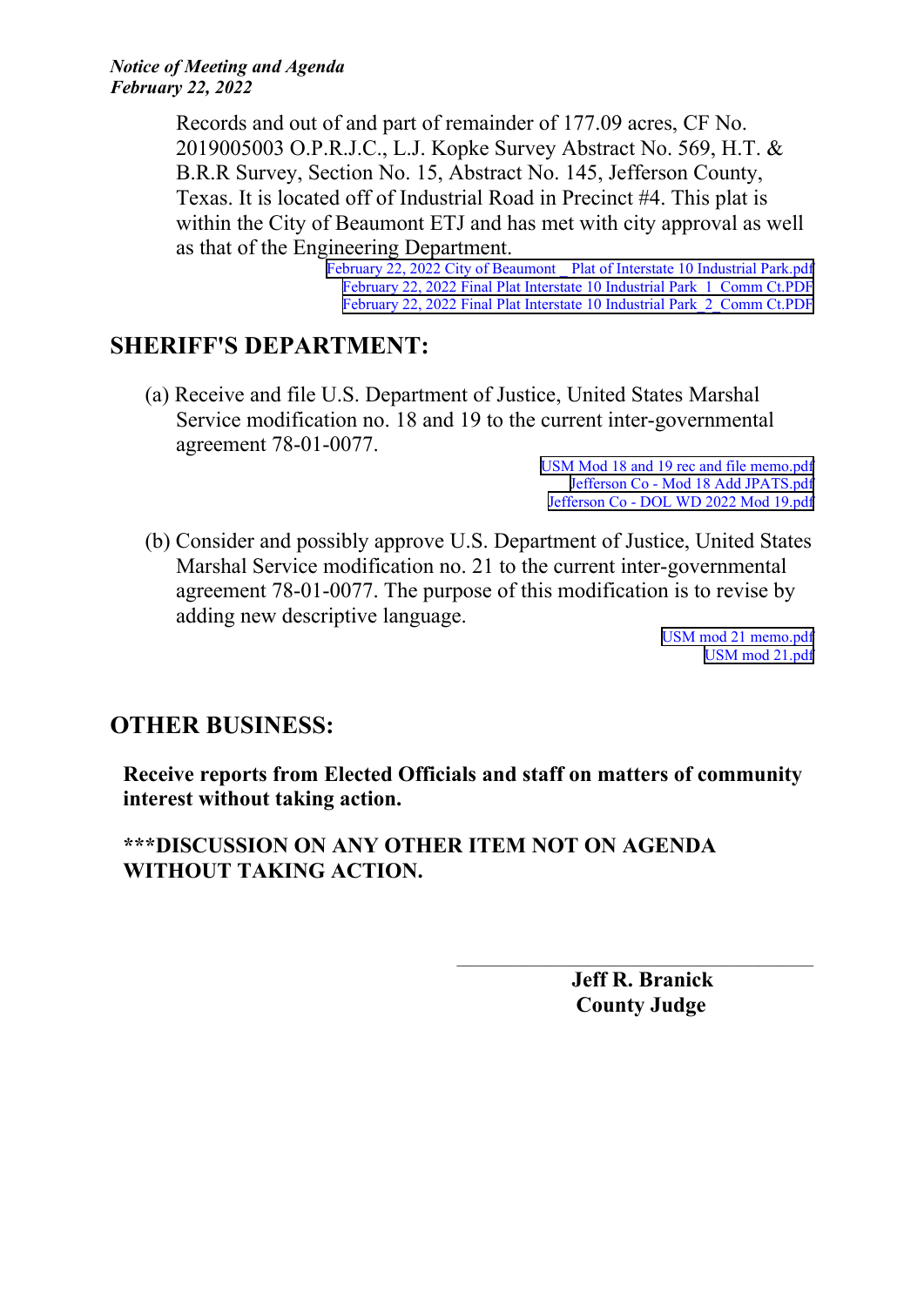Records and out of and part of remainder of 177.09 acres, CF No. 2019005003 O.P.R.J.C., L.J. Kopke Survey Abstract No. 569, H.T. & B.R.R Survey, Section No. 15, Abstract No. 145, Jefferson County, Texas. It is located off of Industrial Road in Precinct #4. This plat is within the City of Beaumont ETJ and has met with city approval as well as that of the Engineering Department.

February 22, 2022 City of Beaumont _ Plat of Interstate 10 Industrial Park.pdf
February 22, 2022 Final Plat Interstate 10 Industrial Park_1_Comm Ct.PDF
February 22, 2022 Final Plat Interstate 10 Industrial Park_2_Comm Ct.PDF

## SHERIFF'S DEPARTMENT:

(a) Receive and file U.S. Department of Justice, United States Marshal Service modification no. 18 and 19 to the current inter-governmental agreement 78-01-0077.

USM Mod 18 and 19 rec and file memo.pdf
Jefferson Co - Mod 18 Add JPATS.pdf
Jefferson Co - DOL WD 2022 Mod 19.pdf

(b) Consider and possibly approve U.S. Department of Justice, United States Marshal Service modification no. 21 to the current inter-governmental agreement 78-01-0077. The purpose of this modification is to revise by adding new descriptive language.

USM mod 21 memo.pdf
USM mod 21.pdf

## OTHER BUSINESS:

**Receive reports from Elected Officials and staff on matters of community interest without taking action.**

**\*\*\*DISCUSSION ON ANY OTHER ITEM NOT ON AGENDA WITHOUT TAKING ACTION.**

**Jeff R. Branick**
**County Judge**